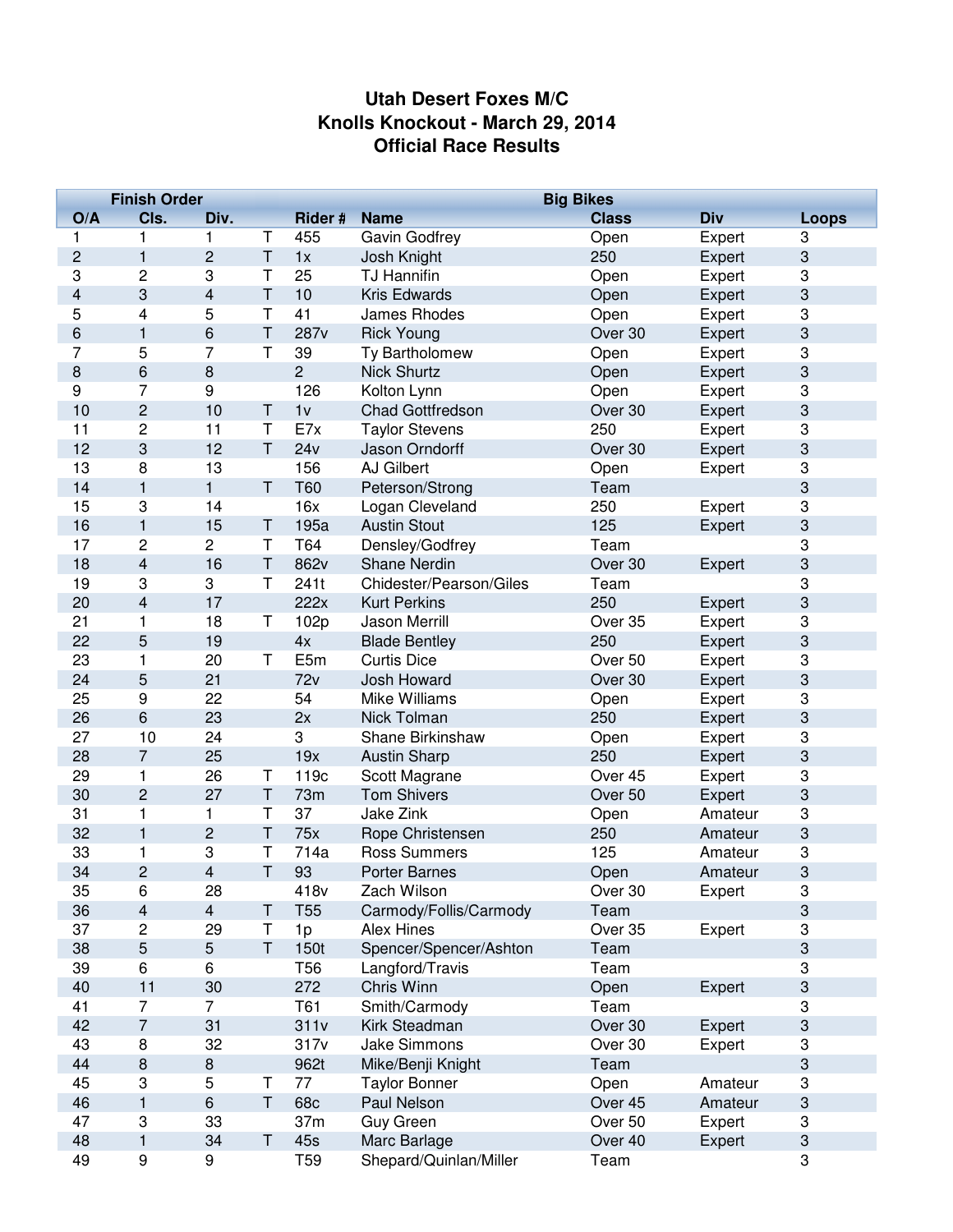# Utah Desert Foxes M/C
# Knolls Knockout - March 29, 2014
# Official Race Results

| Finish Order | | | | Big Bikes | | | | |
|---|---|---|---|---|---|---|---|---|
| O/A | Cls. | Div. | | Rider # | Name | Class | Div | Loops |
| 1 | 1 | 1 | T | 455 | Gavin Godfrey | Open | Expert | 3 |
| 2 | 1 | 2 | T | 1x | Josh Knight | 250 | Expert | 3 |
| 3 | 2 | 3 | T | 25 | TJ Hannifin | Open | Expert | 3 |
| 4 | 3 | 4 | T | 10 | Kris Edwards | Open | Expert | 3 |
| 5 | 4 | 5 | T | 41 | James Rhodes | Open | Expert | 3 |
| 6 | 1 | 6 | T | 287v | Rick Young | Over 30 | Expert | 3 |
| 7 | 5 | 7 | T | 39 | Ty Bartholomew | Open | Expert | 3 |
| 8 | 6 | 8 | | 2 | Nick Shurtz | Open | Expert | 3 |
| 9 | 7 | 9 | | 126 | Kolton Lynn | Open | Expert | 3 |
| 10 | 2 | 10 | T | 1v | Chad Gottfredson | Over 30 | Expert | 3 |
| 11 | 2 | 11 | T | E7x | Taylor Stevens | 250 | Expert | 3 |
| 12 | 3 | 12 | T | 24v | Jason Orndorff | Over 30 | Expert | 3 |
| 13 | 8 | 13 | | 156 | AJ Gilbert | Open | Expert | 3 |
| 14 | 1 | 1 | T | T60 | Peterson/Strong | Team | | 3 |
| 15 | 3 | 14 | | 16x | Logan Cleveland | 250 | Expert | 3 |
| 16 | 1 | 15 | T | 195a | Austin Stout | 125 | Expert | 3 |
| 17 | 2 | 2 | T | T64 | Densley/Godfrey | Team | | 3 |
| 18 | 4 | 16 | T | 862v | Shane Nerdin | Over 30 | Expert | 3 |
| 19 | 3 | 3 | T | 241t | Chidester/Pearson/Giles | Team | | 3 |
| 20 | 4 | 17 | | 222x | Kurt Perkins | 250 | Expert | 3 |
| 21 | 1 | 18 | T | 102p | Jason Merrill | Over 35 | Expert | 3 |
| 22 | 5 | 19 | | 4x | Blade Bentley | 250 | Expert | 3 |
| 23 | 1 | 20 | T | E5m | Curtis Dice | Over 50 | Expert | 3 |
| 24 | 5 | 21 | | 72v | Josh Howard | Over 30 | Expert | 3 |
| 25 | 9 | 22 | | 54 | Mike Williams | Open | Expert | 3 |
| 26 | 6 | 23 | | 2x | Nick Tolman | 250 | Expert | 3 |
| 27 | 10 | 24 | | 3 | Shane Birkinshaw | Open | Expert | 3 |
| 28 | 7 | 25 | | 19x | Austin Sharp | 250 | Expert | 3 |
| 29 | 1 | 26 | T | 119c | Scott Magrane | Over 45 | Expert | 3 |
| 30 | 2 | 27 | T | 73m | Tom Shivers | Over 50 | Expert | 3 |
| 31 | 1 | 1 | T | 37 | Jake Zink | Open | Amateur | 3 |
| 32 | 1 | 2 | T | 75x | Rope Christensen | 250 | Amateur | 3 |
| 33 | 1 | 3 | T | 714a | Ross Summers | 125 | Amateur | 3 |
| 34 | 2 | 4 | T | 93 | Porter Barnes | Open | Amateur | 3 |
| 35 | 6 | 28 | | 418v | Zach Wilson | Over 30 | Expert | 3 |
| 36 | 4 | 4 | T | T55 | Carmody/Follis/Carmody | Team | | 3 |
| 37 | 2 | 29 | T | 1p | Alex Hines | Over 35 | Expert | 3 |
| 38 | 5 | 5 | T | 150t | Spencer/Spencer/Ashton | Team | | 3 |
| 39 | 6 | 6 | | T56 | Langford/Travis | Team | | 3 |
| 40 | 11 | 30 | | 272 | Chris Winn | Open | Expert | 3 |
| 41 | 7 | 7 | | T61 | Smith/Carmody | Team | | 3 |
| 42 | 7 | 31 | | 311v | Kirk Steadman | Over 30 | Expert | 3 |
| 43 | 8 | 32 | | 317v | Jake Simmons | Over 30 | Expert | 3 |
| 44 | 8 | 8 | | 962t | Mike/Benji Knight | Team | | 3 |
| 45 | 3 | 5 | T | 77 | Taylor Bonner | Open | Amateur | 3 |
| 46 | 1 | 6 | T | 68c | Paul Nelson | Over 45 | Amateur | 3 |
| 47 | 3 | 33 | | 37m | Guy Green | Over 50 | Expert | 3 |
| 48 | 1 | 34 | T | 45s | Marc Barlage | Over 40 | Expert | 3 |
| 49 | 9 | 9 | | T59 | Shepard/Quinlan/Miller | Team | | 3 |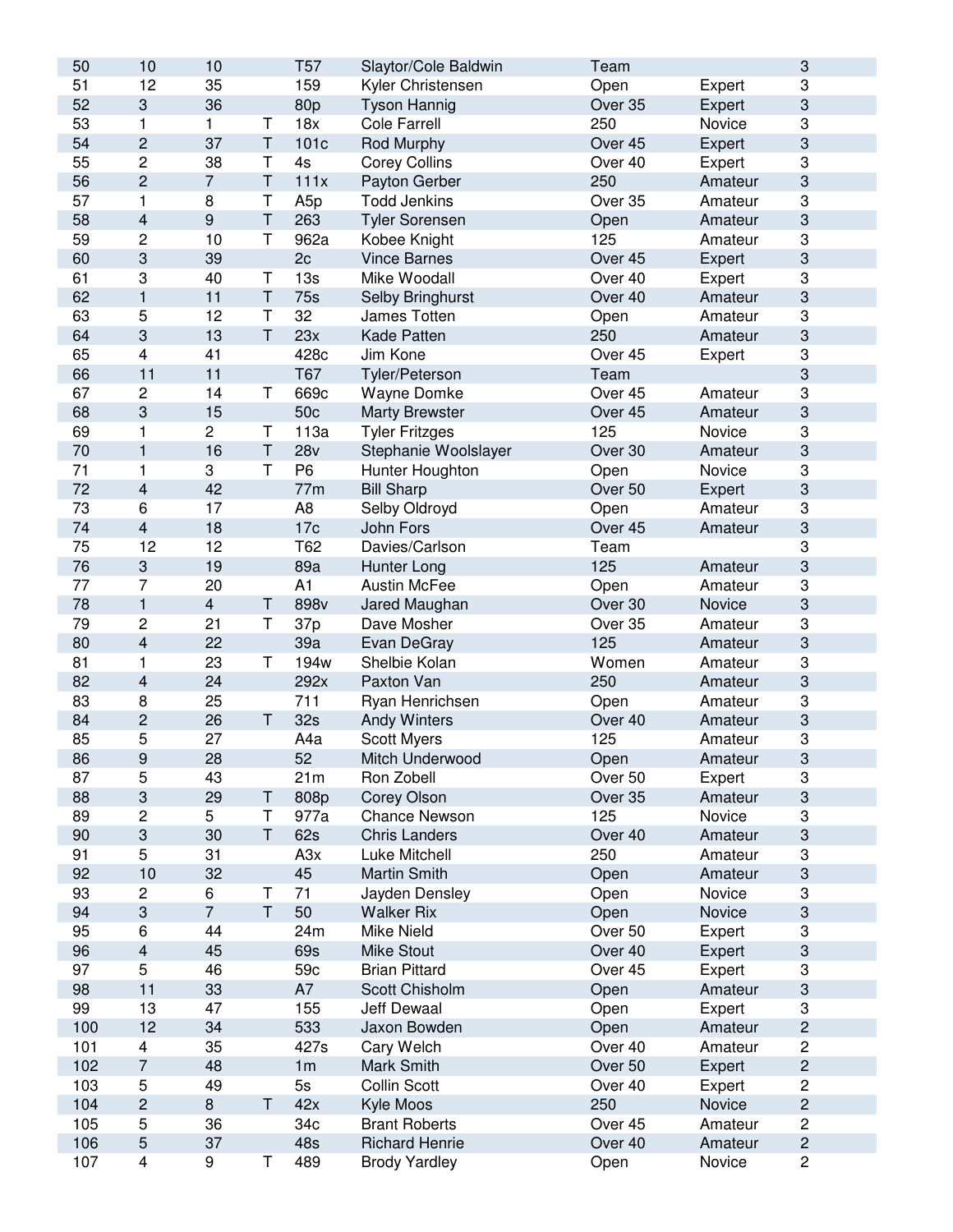| | | | | | | | | |
|---|---|---|---|---|---|---|---|---|
| 50 | 10 | 10 | | T57 | Slaytor/Cole Baldwin | Team | | 3 |
| 51 | 12 | 35 | | 159 | Kyler Christensen | Open | Expert | 3 |
| 52 | 3 | 36 | | 80p | Tyson Hannig | Over 35 | Expert | 3 |
| 53 | 1 | 1 | T | 18x | Cole Farrell | 250 | Novice | 3 |
| 54 | 2 | 37 | T | 101c | Rod Murphy | Over 45 | Expert | 3 |
| 55 | 2 | 38 | T | 4s | Corey Collins | Over 40 | Expert | 3 |
| 56 | 2 | 7 | T | 111x | Payton Gerber | 250 | Amateur | 3 |
| 57 | 1 | 8 | T | A5p | Todd Jenkins | Over 35 | Amateur | 3 |
| 58 | 4 | 9 | T | 263 | Tyler Sorensen | Open | Amateur | 3 |
| 59 | 2 | 10 | T | 962a | Kobee Knight | 125 | Amateur | 3 |
| 60 | 3 | 39 | | 2c | Vince Barnes | Over 45 | Expert | 3 |
| 61 | 3 | 40 | T | 13s | Mike Woodall | Over 40 | Expert | 3 |
| 62 | 1 | 11 | T | 75s | Selby Bringhurst | Over 40 | Amateur | 3 |
| 63 | 5 | 12 | T | 32 | James Totten | Open | Amateur | 3 |
| 64 | 3 | 13 | T | 23x | Kade Patten | 250 | Amateur | 3 |
| 65 | 4 | 41 | | 428c | Jim Kone | Over 45 | Expert | 3 |
| 66 | 11 | 11 | | T67 | Tyler/Peterson | Team | | 3 |
| 67 | 2 | 14 | T | 669c | Wayne Domke | Over 45 | Amateur | 3 |
| 68 | 3 | 15 | | 50c | Marty Brewster | Over 45 | Amateur | 3 |
| 69 | 1 | 2 | T | 113a | Tyler Fritzges | 125 | Novice | 3 |
| 70 | 1 | 16 | T | 28v | Stephanie Woolslayer | Over 30 | Amateur | 3 |
| 71 | 1 | 3 | T | P6 | Hunter Houghton | Open | Novice | 3 |
| 72 | 4 | 42 | | 77m | Bill Sharp | Over 50 | Expert | 3 |
| 73 | 6 | 17 | | A8 | Selby Oldroyd | Open | Amateur | 3 |
| 74 | 4 | 18 | | 17c | John Fors | Over 45 | Amateur | 3 |
| 75 | 12 | 12 | | T62 | Davies/Carlson | Team | | 3 |
| 76 | 3 | 19 | | 89a | Hunter Long | 125 | Amateur | 3 |
| 77 | 7 | 20 | | A1 | Austin McFee | Open | Amateur | 3 |
| 78 | 1 | 4 | T | 898v | Jared Maughan | Over 30 | Novice | 3 |
| 79 | 2 | 21 | T | 37p | Dave Mosher | Over 35 | Amateur | 3 |
| 80 | 4 | 22 | | 39a | Evan DeGray | 125 | Amateur | 3 |
| 81 | 1 | 23 | T | 194w | Shelbie Kolan | Women | Amateur | 3 |
| 82 | 4 | 24 | | 292x | Paxton Van | 250 | Amateur | 3 |
| 83 | 8 | 25 | | 711 | Ryan Henrichsen | Open | Amateur | 3 |
| 84 | 2 | 26 | T | 32s | Andy Winters | Over 40 | Amateur | 3 |
| 85 | 5 | 27 | | A4a | Scott Myers | 125 | Amateur | 3 |
| 86 | 9 | 28 | | 52 | Mitch Underwood | Open | Amateur | 3 |
| 87 | 5 | 43 | | 21m | Ron Zobell | Over 50 | Expert | 3 |
| 88 | 3 | 29 | T | 808p | Corey Olson | Over 35 | Amateur | 3 |
| 89 | 2 | 5 | T | 977a | Chance Newson | 125 | Novice | 3 |
| 90 | 3 | 30 | T | 62s | Chris Landers | Over 40 | Amateur | 3 |
| 91 | 5 | 31 | | A3x | Luke Mitchell | 250 | Amateur | 3 |
| 92 | 10 | 32 | | 45 | Martin Smith | Open | Amateur | 3 |
| 93 | 2 | 6 | T | 71 | Jayden Densley | Open | Novice | 3 |
| 94 | 3 | 7 | T | 50 | Walker Rix | Open | Novice | 3 |
| 95 | 6 | 44 | | 24m | Mike Nield | Over 50 | Expert | 3 |
| 96 | 4 | 45 | | 69s | Mike Stout | Over 40 | Expert | 3 |
| 97 | 5 | 46 | | 59c | Brian Pittard | Over 45 | Expert | 3 |
| 98 | 11 | 33 | | A7 | Scott Chisholm | Open | Amateur | 3 |
| 99 | 13 | 47 | | 155 | Jeff Dewaal | Open | Expert | 3 |
| 100 | 12 | 34 | | 533 | Jaxon Bowden | Open | Amateur | 2 |
| 101 | 4 | 35 | | 427s | Cary Welch | Over 40 | Amateur | 2 |
| 102 | 7 | 48 | | 1m | Mark Smith | Over 50 | Expert | 2 |
| 103 | 5 | 49 | | 5s | Collin Scott | Over 40 | Expert | 2 |
| 104 | 2 | 8 | T | 42x | Kyle Moos | 250 | Novice | 2 |
| 105 | 5 | 36 | | 34c | Brant Roberts | Over 45 | Amateur | 2 |
| 106 | 5 | 37 | | 48s | Richard Henrie | Over 40 | Amateur | 2 |
| 107 | 4 | 9 | T | 489 | Brody Yardley | Open | Novice | 2 |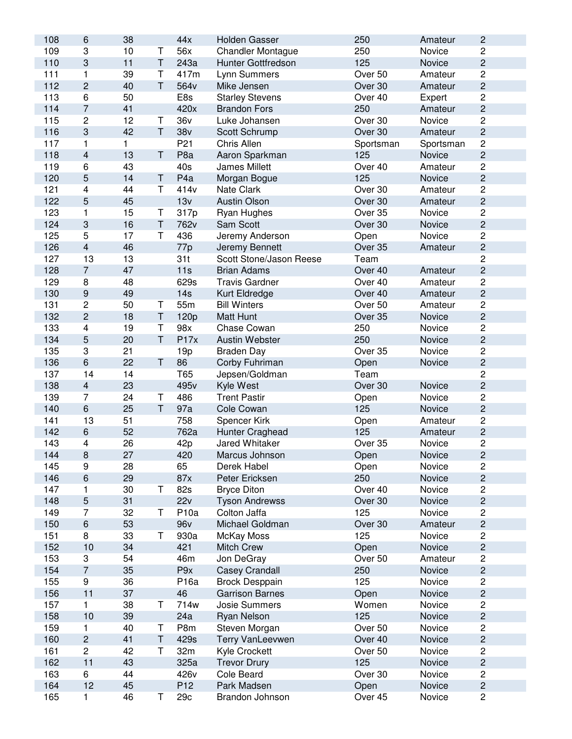| | | | | | | | | |
|---|---|---|---|---|---|---|---|---|
| 108 | 6 | 38 | | 44x | Holden Gasser | 250 | Amateur | 2 |
| 109 | 3 | 10 | T | 56x | Chandler Montague | 250 | Novice | 2 |
| 110 | 3 | 11 | T | 243a | Hunter Gottfredson | 125 | Novice | 2 |
| 111 | 1 | 39 | T | 417m | Lynn Summers | Over 50 | Amateur | 2 |
| 112 | 2 | 40 | T | 564v | Mike Jensen | Over 30 | Amateur | 2 |
| 113 | 6 | 50 | | E8s | Starley Stevens | Over 40 | Expert | 2 |
| 114 | 7 | 41 | | 420x | Brandon Fors | 250 | Amateur | 2 |
| 115 | 2 | 12 | T | 36v | Luke Johansen | Over 30 | Novice | 2 |
| 116 | 3 | 42 | T | 38v | Scott Schrump | Over 30 | Amateur | 2 |
| 117 | 1 | 1 | | P21 | Chris Allen | Sportsman | Sportsman | 2 |
| 118 | 4 | 13 | T | P8a | Aaron Sparkman | 125 | Novice | 2 |
| 119 | 6 | 43 | | 40s | James Millett | Over 40 | Amateur | 2 |
| 120 | 5 | 14 | T | P4a | Morgan Bogue | 125 | Novice | 2 |
| 121 | 4 | 44 | T | 414v | Nate Clark | Over 30 | Amateur | 2 |
| 122 | 5 | 45 | | 13v | Austin Olson | Over 30 | Amateur | 2 |
| 123 | 1 | 15 | T | 317p | Ryan Hughes | Over 35 | Novice | 2 |
| 124 | 3 | 16 | T | 762v | Sam Scott | Over 30 | Novice | 2 |
| 125 | 5 | 17 | T | 436 | Jeremy Anderson | Open | Novice | 2 |
| 126 | 4 | 46 | | 77p | Jeremy Bennett | Over 35 | Amateur | 2 |
| 127 | 13 | 13 | | 31t | Scott Stone/Jason Reese | Team | | 2 |
| 128 | 7 | 47 | | 11s | Brian Adams | Over 40 | Amateur | 2 |
| 129 | 8 | 48 | | 629s | Travis Gardner | Over 40 | Amateur | 2 |
| 130 | 9 | 49 | | 14s | Kurt Eldredge | Over 40 | Amateur | 2 |
| 131 | 2 | 50 | T | 55m | Bill Winters | Over 50 | Amateur | 2 |
| 132 | 2 | 18 | T | 120p | Matt Hunt | Over 35 | Novice | 2 |
| 133 | 4 | 19 | T | 98x | Chase Cowan | 250 | Novice | 2 |
| 134 | 5 | 20 | T | P17x | Austin Webster | 250 | Novice | 2 |
| 135 | 3 | 21 | | 19p | Braden Day | Over 35 | Novice | 2 |
| 136 | 6 | 22 | T | 86 | Corby Fuhriman | Open | Novice | 2 |
| 137 | 14 | 14 | | T65 | Jepsen/Goldman | Team | | 2 |
| 138 | 4 | 23 | | 495v | Kyle West | Over 30 | Novice | 2 |
| 139 | 7 | 24 | T | 486 | Trent Pastir | Open | Novice | 2 |
| 140 | 6 | 25 | T | 97a | Cole Cowan | 125 | Novice | 2 |
| 141 | 13 | 51 | | 758 | Spencer Kirk | Open | Amateur | 2 |
| 142 | 6 | 52 | | 762a | Hunter Craghead | 125 | Amateur | 2 |
| 143 | 4 | 26 | | 42p | Jared Whitaker | Over 35 | Novice | 2 |
| 144 | 8 | 27 | | 420 | Marcus Johnson | Open | Novice | 2 |
| 145 | 9 | 28 | | 65 | Derek Habel | Open | Novice | 2 |
| 146 | 6 | 29 | | 87x | Peter Ericksen | 250 | Novice | 2 |
| 147 | 1 | 30 | T | 82s | Bryce Diton | Over 40 | Novice | 2 |
| 148 | 5 | 31 | | 22v | Tyson Andrewss | Over 30 | Novice | 2 |
| 149 | 7 | 32 | T | P10a | Colton Jaffa | 125 | Novice | 2 |
| 150 | 6 | 53 | | 96v | Michael Goldman | Over 30 | Amateur | 2 |
| 151 | 8 | 33 | T | 930a | McKay Moss | 125 | Novice | 2 |
| 152 | 10 | 34 | | 421 | Mitch Crew | Open | Novice | 2 |
| 153 | 3 | 54 | | 46m | Jon DeGray | Over 50 | Amateur | 2 |
| 154 | 7 | 35 | | P9x | Casey Crandall | 250 | Novice | 2 |
| 155 | 9 | 36 | | P16a | Brock Desppain | 125 | Novice | 2 |
| 156 | 11 | 37 | | 46 | Garrison Barnes | Open | Novice | 2 |
| 157 | 1 | 38 | T | 714w | Josie Summers | Women | Novice | 2 |
| 158 | 10 | 39 | | 24a | Ryan Nelson | 125 | Novice | 2 |
| 159 | 1 | 40 | T | P8m | Steven Morgan | Over 50 | Novice | 2 |
| 160 | 2 | 41 | T | 429s | Terry VanLeevwen | Over 40 | Novice | 2 |
| 161 | 2 | 42 | T | 32m | Kyle Crockett | Over 50 | Novice | 2 |
| 162 | 11 | 43 | | 325a | Trevor Drury | 125 | Novice | 2 |
| 163 | 6 | 44 | | 426v | Cole Beard | Over 30 | Novice | 2 |
| 164 | 12 | 45 | | P12 | Park Madsen | Open | Novice | 2 |
| 165 | 1 | 46 | T | 29c | Brandon Johnson | Over 45 | Novice | 2 |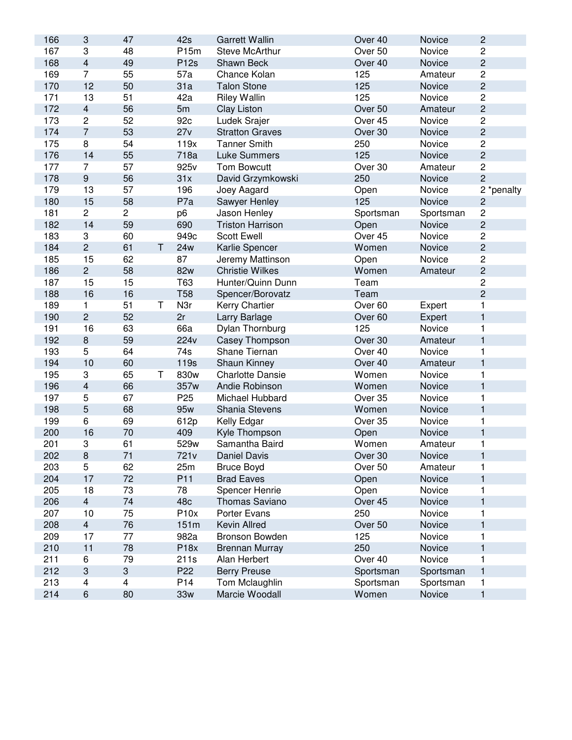| | | | | | | | | |
|---|---|---|---|---|---|---|---|---|
| 166 | 3 | 47 | | 42s | Garrett Wallin | Over 40 | Novice | 2 |
| 167 | 3 | 48 | | P15m | Steve McArthur | Over 50 | Novice | 2 |
| 168 | 4 | 49 | | P12s | Shawn Beck | Over 40 | Novice | 2 |
| 169 | 7 | 55 | | 57a | Chance Kolan | 125 | Amateur | 2 |
| 170 | 12 | 50 | | 31a | Talon Stone | 125 | Novice | 2 |
| 171 | 13 | 51 | | 42a | Riley Wallin | 125 | Novice | 2 |
| 172 | 4 | 56 | | 5m | Clay Liston | Over 50 | Amateur | 2 |
| 173 | 2 | 52 | | 92c | Ludek Srajer | Over 45 | Novice | 2 |
| 174 | 7 | 53 | | 27v | Stratton Graves | Over 30 | Novice | 2 |
| 175 | 8 | 54 | | 119x | Tanner Smith | 250 | Novice | 2 |
| 176 | 14 | 55 | | 718a | Luke Summers | 125 | Novice | 2 |
| 177 | 7 | 57 | | 925v | Tom Bowcutt | Over 30 | Amateur | 2 |
| 178 | 9 | 56 | | 31x | David Grzymkowski | 250 | Novice | 2 |
| 179 | 13 | 57 | | 196 | Joey Aagard | Open | Novice | 2 *penalty |
| 180 | 15 | 58 | | P7a | Sawyer Henley | 125 | Novice | 2 |
| 181 | 2 | 2 | | p6 | Jason Henley | Sportsman | Sportsman | 2 |
| 182 | 14 | 59 | | 690 | Triston Harrison | Open | Novice | 2 |
| 183 | 3 | 60 | | 949c | Scott Ewell | Over 45 | Novice | 2 |
| 184 | 2 | 61 | T | 24w | Karlie Spencer | Women | Novice | 2 |
| 185 | 15 | 62 | | 87 | Jeremy Mattinson | Open | Novice | 2 |
| 186 | 2 | 58 | | 82w | Christie Wilkes | Women | Amateur | 2 |
| 187 | 15 | 15 | | T63 | Hunter/Quinn Dunn | Team | | 2 |
| 188 | 16 | 16 | | T58 | Spencer/Borovatz | Team | | 2 |
| 189 | 1 | 51 | T | N3r | Kerry Chartier | Over 60 | Expert | 1 |
| 190 | 2 | 52 | | 2r | Larry Barlage | Over 60 | Expert | 1 |
| 191 | 16 | 63 | | 66a | Dylan Thornburg | 125 | Novice | 1 |
| 192 | 8 | 59 | | 224v | Casey Thompson | Over 30 | Amateur | 1 |
| 193 | 5 | 64 | | 74s | Shane Tiernan | Over 40 | Novice | 1 |
| 194 | 10 | 60 | | 119s | Shaun Kinney | Over 40 | Amateur | 1 |
| 195 | 3 | 65 | T | 830w | Charlotte Dansie | Women | Novice | 1 |
| 196 | 4 | 66 | | 357w | Andie Robinson | Women | Novice | 1 |
| 197 | 5 | 67 | | P25 | Michael Hubbard | Over 35 | Novice | 1 |
| 198 | 5 | 68 | | 95w | Shania Stevens | Women | Novice | 1 |
| 199 | 6 | 69 | | 612p | Kelly Edgar | Over 35 | Novice | 1 |
| 200 | 16 | 70 | | 409 | Kyle Thompson | Open | Novice | 1 |
| 201 | 3 | 61 | | 529w | Samantha Baird | Women | Amateur | 1 |
| 202 | 8 | 71 | | 721v | Daniel Davis | Over 30 | Novice | 1 |
| 203 | 5 | 62 | | 25m | Bruce Boyd | Over 50 | Amateur | 1 |
| 204 | 17 | 72 | | P11 | Brad Eaves | Open | Novice | 1 |
| 205 | 18 | 73 | | 78 | Spencer Henrie | Open | Novice | 1 |
| 206 | 4 | 74 | | 48c | Thomas Saviano | Over 45 | Novice | 1 |
| 207 | 10 | 75 | | P10x | Porter Evans | 250 | Novice | 1 |
| 208 | 4 | 76 | | 151m | Kevin Allred | Over 50 | Novice | 1 |
| 209 | 17 | 77 | | 982a | Bronson Bowden | 125 | Novice | 1 |
| 210 | 11 | 78 | | P18x | Brennan Murray | 250 | Novice | 1 |
| 211 | 6 | 79 | | 211s | Alan Herbert | Over 40 | Novice | 1 |
| 212 | 3 | 3 | | P22 | Berry Preuse | Sportsman | Sportsman | 1 |
| 213 | 4 | 4 | | P14 | Tom Mclaughlin | Sportsman | Sportsman | 1 |
| 214 | 6 | 80 | | 33w | Marcie Woodall | Women | Novice | 1 |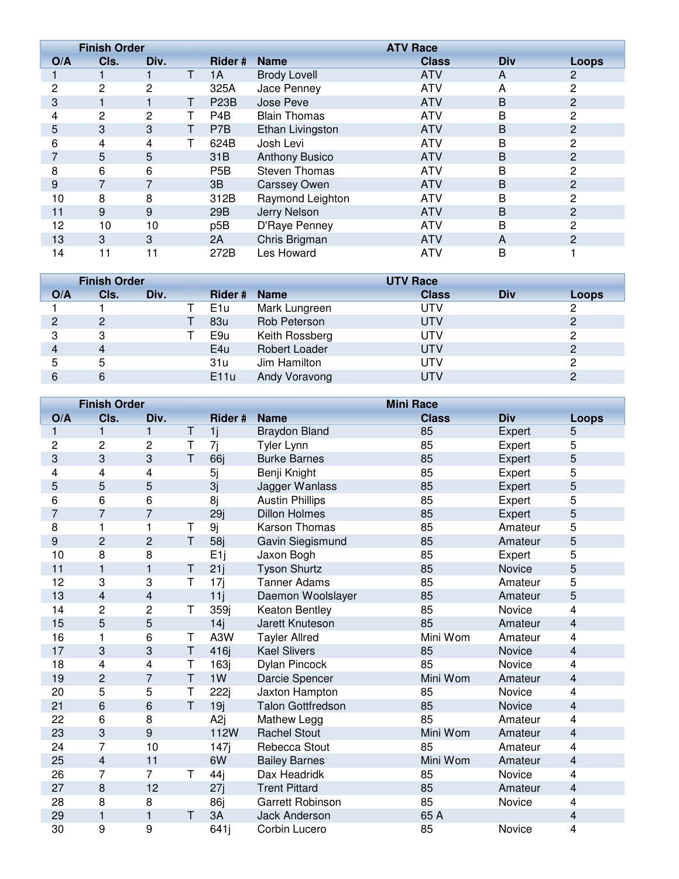| Finish Order | | | | | ATV Race | | | |
|---|---|---|---|---|---|---|---|---|
| O/A | Cls. | Div. | | Rider # | Name | Class | Div | Loops |
| 1 | 1 | 1 | T | 1A | Brody Lovell | ATV | A | 2 |
| 2 | 2 | 2 | | 325A | Jace Penney | ATV | A | 2 |
| 3 | 1 | 1 | T | P23B | Jose Peve | ATV | B | 2 |
| 4 | 2 | 2 | T | P4B | Blain Thomas | ATV | B | 2 |
| 5 | 3 | 3 | T | P7B | Ethan Livingston | ATV | B | 2 |
| 6 | 4 | 4 | T | 624B | Josh Levi | ATV | B | 2 |
| 7 | 5 | 5 | | 31B | Anthony Busico | ATV | B | 2 |
| 8 | 6 | 6 | | P5B | Steven Thomas | ATV | B | 2 |
| 9 | 7 | 7 | | 3B | Carssey Owen | ATV | B | 2 |
| 10 | 8 | 8 | | 312B | Raymond Leighton | ATV | B | 2 |
| 11 | 9 | 9 | | 29B | Jerry Nelson | ATV | B | 2 |
| 12 | 10 | 10 | | p5B | D'Raye Penney | ATV | B | 2 |
| 13 | 3 | 3 | | 2A | Chris Brigman | ATV | A | 2 |
| 14 | 11 | 11 | | 272B | Les Howard | ATV | B | 1 |

| Finish Order | | | | | UTV Race | | | |
|---|---|---|---|---|---|---|---|---|
| O/A | Cls. | Div. | | Rider # | Name | Class | Div | Loops |
| 1 | 1 | | T | E1u | Mark Lungreen | UTV | | 2 |
| 2 | 2 | | T | 83u | Rob Peterson | UTV | | 2 |
| 3 | 3 | | T | E9u | Keith Rossberg | UTV | | 2 |
| 4 | 4 | | | E4u | Robert Loader | UTV | | 2 |
| 5 | 5 | | | 31u | Jim Hamilton | UTV | | 2 |
| 6 | 6 | | | E11u | Andy Voravong | UTV | | 2 |

| Finish Order | | | | | Mini Race | | | |
|---|---|---|---|---|---|---|---|---|
| O/A | Cls. | Div. | | Rider # | Name | Class | Div | Loops |
| 1 | 1 | 1 | T | 1j | Braydon Bland | 85 | Expert | 5 |
| 2 | 2 | 2 | T | 7j | Tyler Lynn | 85 | Expert | 5 |
| 3 | 3 | 3 | T | 66j | Burke Barnes | 85 | Expert | 5 |
| 4 | 4 | 4 | | 5j | Benji Knight | 85 | Expert | 5 |
| 5 | 5 | 5 | | 3j | Jagger Wanlass | 85 | Expert | 5 |
| 6 | 6 | 6 | | 8j | Austin Phillips | 85 | Expert | 5 |
| 7 | 7 | 7 | | 29j | Dillon Holmes | 85 | Expert | 5 |
| 8 | 1 | 1 | T | 9j | Karson Thomas | 85 | Amateur | 5 |
| 9 | 2 | 2 | T | 58j | Gavin Siegismund | 85 | Amateur | 5 |
| 10 | 8 | 8 | | E1j | Jaxon Bogh | 85 | Expert | 5 |
| 11 | 1 | 1 | T | 21j | Tyson Shurtz | 85 | Novice | 5 |
| 12 | 3 | 3 | T | 17j | Tanner Adams | 85 | Amateur | 5 |
| 13 | 4 | 4 | | 11j | Daemon Woolslayer | 85 | Amateur | 5 |
| 14 | 2 | 2 | T | 359j | Keaton Bentley | 85 | Novice | 4 |
| 15 | 5 | 5 | | 14j | Jarett Knuteson | 85 | Amateur | 4 |
| 16 | 1 | 6 | T | A3W | Tayler Allred | Mini Wom | Amateur | 4 |
| 17 | 3 | 3 | T | 416j | Kael Slivers | 85 | Novice | 4 |
| 18 | 4 | 4 | T | 163j | Dylan Pincock | 85 | Novice | 4 |
| 19 | 2 | 7 | T | 1W | Darcie Spencer | Mini Wom | Amateur | 4 |
| 20 | 5 | 5 | T | 222j | Jaxton Hampton | 85 | Novice | 4 |
| 21 | 6 | 6 | T | 19j | Talon Gottfredson | 85 | Novice | 4 |
| 22 | 6 | 8 | | A2j | Mathew Legg | 85 | Amateur | 4 |
| 23 | 3 | 9 | | 112W | Rachel Stout | Mini Wom | Amateur | 4 |
| 24 | 7 | 10 | | 147j | Rebecca Stout | 85 | Amateur | 4 |
| 25 | 4 | 11 | | 6W | Bailey Barnes | Mini Wom | Amateur | 4 |
| 26 | 7 | 7 | T | 44j | Dax Headridk | 85 | Novice | 4 |
| 27 | 8 | 12 | | 27j | Trent Pittard | 85 | Amateur | 4 |
| 28 | 8 | 8 | | 86j | Garrett Robinson | 85 | Novice | 4 |
| 29 | 1 | 1 | T | 3A | Jack Anderson | 65 A | | 4 |
| 30 | 9 | 9 | | 641j | Corbin Lucero | 85 | Novice | 4 |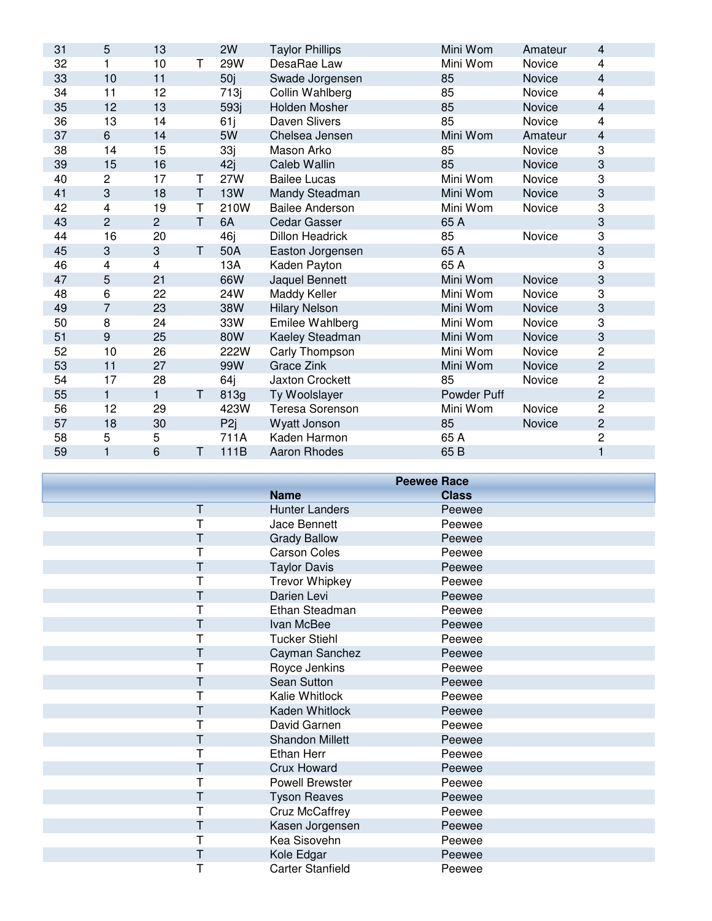| | | | | | | | | |
|---|---|---|---|---|---|---|---|---|
| 31 | 5 | 13 | | 2W | Taylor Phillips | Mini Wom | Amateur | 4 |
| 32 | 1 | 10 | T | 29W | DesaRae Law | Mini Wom | Novice | 4 |
| 33 | 10 | 11 | | 50j | Swade Jorgensen | 85 | Novice | 4 |
| 34 | 11 | 12 | | 713j | Collin Wahlberg | 85 | Novice | 4 |
| 35 | 12 | 13 | | 593j | Holden Mosher | 85 | Novice | 4 |
| 36 | 13 | 14 | | 61j | Daven Slivers | 85 | Novice | 4 |
| 37 | 6 | 14 | | 5W | Chelsea Jensen | Mini Wom | Amateur | 4 |
| 38 | 14 | 15 | | 33j | Mason Arko | 85 | Novice | 3 |
| 39 | 15 | 16 | | 42j | Caleb Wallin | 85 | Novice | 3 |
| 40 | 2 | 17 | T | 27W | Bailee Lucas | Mini Wom | Novice | 3 |
| 41 | 3 | 18 | T | 13W | Mandy Steadman | Mini Wom | Novice | 3 |
| 42 | 4 | 19 | T | 210W | Bailee Anderson | Mini Wom | Novice | 3 |
| 43 | 2 | 2 | T | 6A | Cedar Gasser | 65 A | | 3 |
| 44 | 16 | 20 | | 46j | Dillon Headrick | 85 | Novice | 3 |
| 45 | 3 | 3 | T | 50A | Easton Jorgensen | 65 A | | 3 |
| 46 | 4 | 4 | | 13A | Kaden Payton | 65 A | | 3 |
| 47 | 5 | 21 | | 66W | Jaquel Bennett | Mini Wom | Novice | 3 |
| 48 | 6 | 22 | | 24W | Maddy Keller | Mini Wom | Novice | 3 |
| 49 | 7 | 23 | | 38W | Hilary Nelson | Mini Wom | Novice | 3 |
| 50 | 8 | 24 | | 33W | Emilee Wahlberg | Mini Wom | Novice | 3 |
| 51 | 9 | 25 | | 80W | Kaeley Steadman | Mini Wom | Novice | 3 |
| 52 | 10 | 26 | | 222W | Carly Thompson | Mini Wom | Novice | 2 |
| 53 | 11 | 27 | | 99W | Grace Zink | Mini Wom | Novice | 2 |
| 54 | 17 | 28 | | 64j | Jaxton Crockett | 85 | Novice | 2 |
| 55 | 1 | 1 | T | 813g | Ty Woolslayer | Powder Puff | | 2 |
| 56 | 12 | 29 | | 423W | Teresa Sorenson | Mini Wom | Novice | 2 |
| 57 | 18 | 30 | | P2j | Wyatt Jonson | 85 | Novice | 2 |
| 58 | 5 | 5 | | 711A | Kaden Harmon | 65 A | | 2 |
| 59 | 1 | 6 | T | 111B | Aaron Rhodes | 65 B | | 1 |

**Peewee Race**

| | Name | Class |
|---|---|---|
| T | Hunter Landers | Peewee |
| T | Jace Bennett | Peewee |
| T | Grady Ballow | Peewee |
| T | Carson Coles | Peewee |
| T | Taylor Davis | Peewee |
| T | Trevor Whipkey | Peewee |
| T | Darien Levi | Peewee |
| T | Ethan Steadman | Peewee |
| T | Ivan McBee | Peewee |
| T | Tucker Stiehl | Peewee |
| T | Cayman Sanchez | Peewee |
| T | Royce Jenkins | Peewee |
| T | Sean Sutton | Peewee |
| T | Kalie Whitlock | Peewee |
| T | Kaden Whitlock | Peewee |
| T | David Garnen | Peewee |
| T | Shandon Millett | Peewee |
| T | Ethan Herr | Peewee |
| T | Crux Howard | Peewee |
| T | Powell Brewster | Peewee |
| T | Tyson Reaves | Peewee |
| T | Cruz McCaffrey | Peewee |
| T | Kasen Jorgensen | Peewee |
| T | Kea Sisovehn | Peewee |
| T | Kole Edgar | Peewee |
| T | Carter Stanfield | Peewee |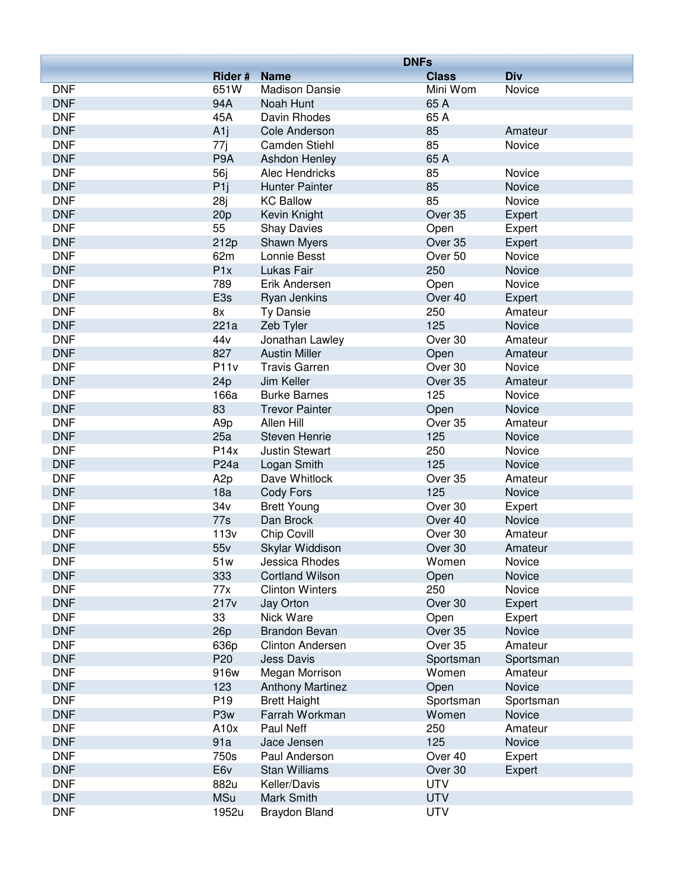| | | | DNFs | |
| --- | --- | --- | --- | --- |
| | **Rider #** | **Name** | **Class** | **Div** |
| DNF | 651W | Madison Dansie | Mini Wom | Novice |
| DNF | 94A | Noah Hunt | 65 A | |
| DNF | 45A | Davin Rhodes | 65 A | |
| DNF | A1j | Cole Anderson | 85 | Amateur |
| DNF | 77j | Camden Stiehl | 85 | Novice |
| DNF | P9A | Ashdon Henley | 65 A | |
| DNF | 56j | Alec Hendricks | 85 | Novice |
| DNF | P1j | Hunter Painter | 85 | Novice |
| DNF | 28j | KC Ballow | 85 | Novice |
| DNF | 20p | Kevin Knight | Over 35 | Expert |
| DNF | 55 | Shay Davies | Open | Expert |
| DNF | 212p | Shawn Myers | Over 35 | Expert |
| DNF | 62m | Lonnie Besst | Over 50 | Novice |
| DNF | P1x | Lukas Fair | 250 | Novice |
| DNF | 789 | Erik Andersen | Open | Novice |
| DNF | E3s | Ryan Jenkins | Over 40 | Expert |
| DNF | 8x | Ty Dansie | 250 | Amateur |
| DNF | 221a | Zeb Tyler | 125 | Novice |
| DNF | 44v | Jonathan Lawley | Over 30 | Amateur |
| DNF | 827 | Austin Miller | Open | Amateur |
| DNF | P11v | Travis Garren | Over 30 | Novice |
| DNF | 24p | Jim Keller | Over 35 | Amateur |
| DNF | 166a | Burke Barnes | 125 | Novice |
| DNF | 83 | Trevor Painter | Open | Novice |
| DNF | A9p | Allen Hill | Over 35 | Amateur |
| DNF | 25a | Steven Henrie | 125 | Novice |
| DNF | P14x | Justin Stewart | 250 | Novice |
| DNF | P24a | Logan Smith | 125 | Novice |
| DNF | A2p | Dave Whitlock | Over 35 | Amateur |
| DNF | 18a | Cody Fors | 125 | Novice |
| DNF | 34v | Brett Young | Over 30 | Expert |
| DNF | 77s | Dan Brock | Over 40 | Novice |
| DNF | 113v | Chip Covill | Over 30 | Amateur |
| DNF | 55v | Skylar Widdison | Over 30 | Amateur |
| DNF | 51w | Jessica Rhodes | Women | Novice |
| DNF | 333 | Cortland Wilson | Open | Novice |
| DNF | 77x | Clinton Winters | 250 | Novice |
| DNF | 217v | Jay Orton | Over 30 | Expert |
| DNF | 33 | Nick Ware | Open | Expert |
| DNF | 26p | Brandon Bevan | Over 35 | Novice |
| DNF | 636p | Clinton Andersen | Over 35 | Amateur |
| DNF | P20 | Jess Davis | Sportsman | Sportsman |
| DNF | 916w | Megan Morrison | Women | Amateur |
| DNF | 123 | Anthony Martinez | Open | Novice |
| DNF | P19 | Brett Haight | Sportsman | Sportsman |
| DNF | P3w | Farrah Workman | Women | Novice |
| DNF | A10x | Paul Neff | 250 | Amateur |
| DNF | 91a | Jace Jensen | 125 | Novice |
| DNF | 750s | Paul Anderson | Over 40 | Expert |
| DNF | E6v | Stan Williams | Over 30 | Expert |
| DNF | 882u | Keller/Davis | UTV | |
| DNF | MSu | Mark Smith | UTV | |
| DNF | 1952u | Braydon Bland | UTV | |